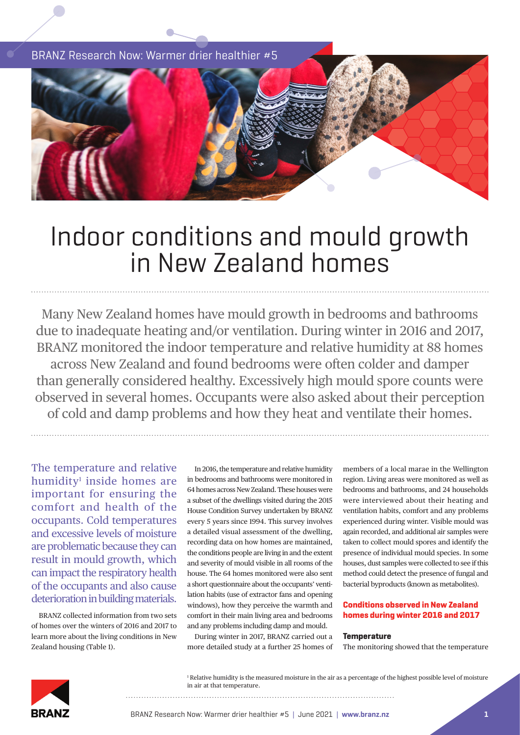# Indoor conditions and mould growth in New Zealand homes

Many New Zealand homes have mould growth in bedrooms and bathrooms due to inadequate heating and/or ventilation. During winter in 2016 and 2017, BRANZ monitored the indoor temperature and relative humidity at 88 homes across New Zealand and found bedrooms were often colder and damper than generally considered healthy. Excessively high mould spore counts were observed in several homes. Occupants were also asked about their perception of cold and damp problems and how they heat and ventilate their homes.

The temperature and relative humidity[1] inside homes are important for ensuring the comfort and health of the occupants. Cold temperatures and excessive levels of moisture are problematic because they can result in mould growth, which can impact the respiratory health of the occupants and also cause deterioration in building materials.

BRANZ collected information from two sets of homes over the winters of 2016 and 2017 to learn more about the living conditions in New Zealand housing (Table 1).

In 2016, the temperature and relative humidity in bedrooms and bathrooms were monitored in 64 homes across New Zealand. These houses were a subset of the dwellings visited during the 2015 House Condition Survey undertaken by BRANZ every 5 years since 1994. This survey involves a detailed visual assessment of the dwelling, recording data on how homes are maintained, the conditions people are living in and the extent and severity of mould visible in all rooms of the house. The 64 homes monitored were also sent a short questionnaire about the occupants' ventilation habits (use of extractor fans and opening windows), how they perceive the warmth and comfort in their main living area and bedrooms and any problems including damp and mould.

During winter in 2017, BRANZ carried out a more detailed study at a further 25 homes of members of a local marae in the Wellington region. Living areas were monitored as well as bedrooms and bathrooms, and 24 households were interviewed about their heating and ventilation habits, comfort and any problems experienced during winter. Visible mould was again recorded, and additional air samples were taken to collect mould spores and identify the presence of individual mould species. In some houses, dust samples were collected to see if this method could detect the presence of fungal and bacterial byproducts (known as metabolites).

## Conditions observed in New Zealand homes during winter 2016 and 2017

### Temperature

The monitoring showed that the temperature

[1] Relative humidity is the measured moisture in the air as a percentage of the highest possible level of moisture in air at that temperature.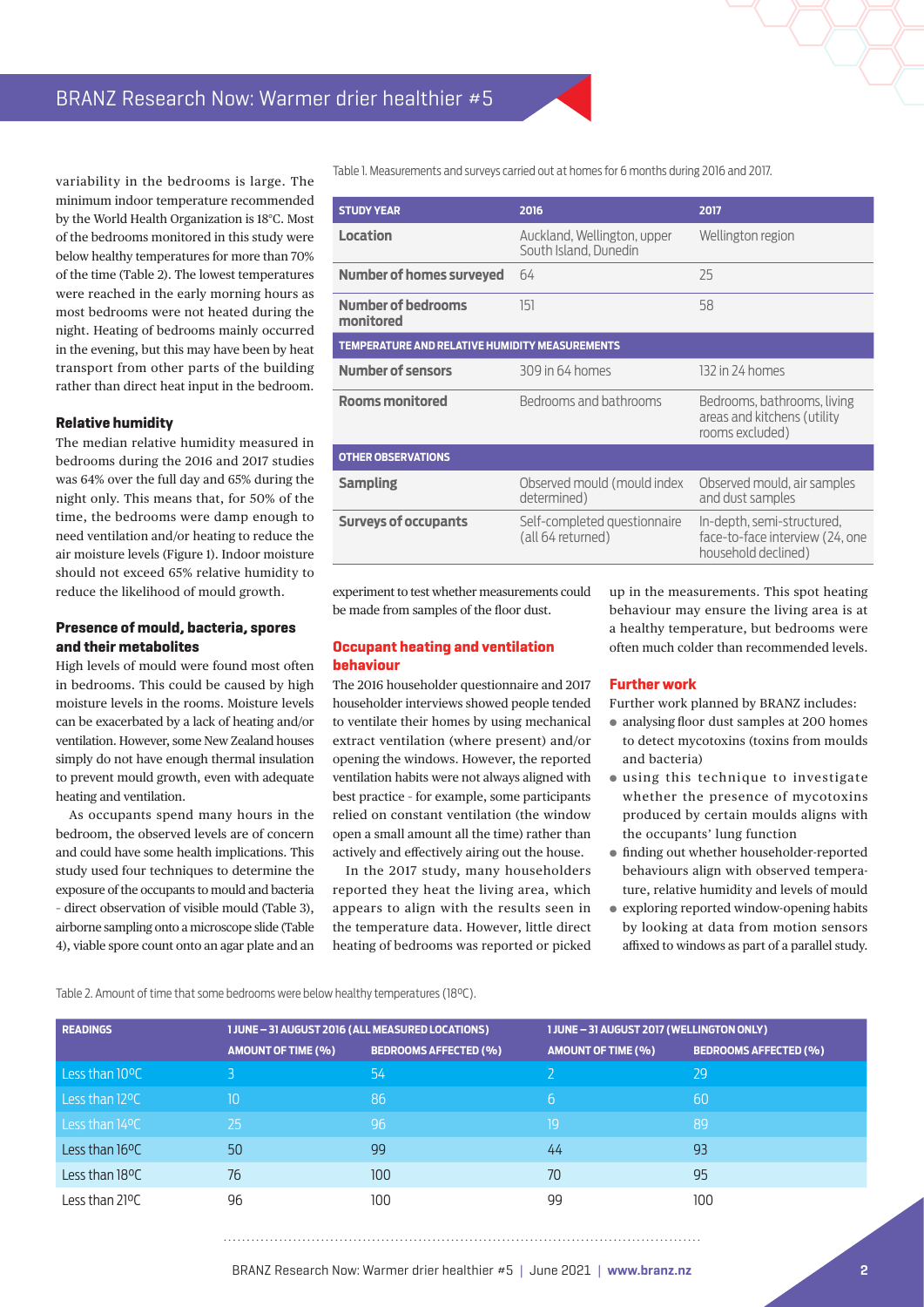variability in the bedrooms is large. The minimum indoor temperature recommended by the World Health Organization is 18°C. Most of the bedrooms monitored in this study were below healthy temperatures for more than 70% of the time (Table 2). The lowest temperatures were reached in the early morning hours as most bedrooms were not heated during the night. Heating of bedrooms mainly occurred in the evening, but this may have been by heat transport from other parts of the building rather than direct heat input in the bedroom.

### Relative humidity

The median relative humidity measured in bedrooms during the 2016 and 2017 studies was 64% over the full day and 65% during the night only. This means that, for 50% of the time, the bedrooms were damp enough to need ventilation and/or heating to reduce the air moisture levels (Figure 1). Indoor moisture should not exceed 65% relative humidity to reduce the likelihood of mould growth.

### Presence of mould, bacteria, spores and their metabolites

High levels of mould were found most often in bedrooms. This could be caused by high moisture levels in the rooms. Moisture levels can be exacerbated by a lack of heating and/or ventilation. However, some New Zealand houses simply do not have enough thermal insulation to prevent mould growth, even with adequate heating and ventilation.

As occupants spend many hours in the bedroom, the observed levels are of concern and could have some health implications. This study used four techniques to determine the exposure of the occupants to mould and bacteria – direct observation of visible mould (Table 3), airborne sampling onto a microscope slide (Table 4), viable spore count onto an agar plate and an experiment to test whether measurements could be made from samples of the floor dust.

Table 1. Measurements and surveys carried out at homes for 6 months during 2016 and 2017.

| STUDY YEAR | 2016 | 2017 |
|---|---|---|
| **Location** | Auckland, Wellington, upper South Island, Dunedin | Wellington region |
| **Number of homes surveyed** | 64 | 25 |
| **Number of bedrooms monitored** | 151 | 58 |
| **TEMPERATURE AND RELATIVE HUMIDITY MEASUREMENTS** | | |
| **Number of sensors** | 309 in 64 homes | 132 in 24 homes |
| **Rooms monitored** | Bedrooms and bathrooms | Bedrooms, bathrooms, living areas and kitchens (utility rooms excluded) |
| **OTHER OBSERVATIONS** | | |
| **Sampling** | Observed mould (mould index determined) | Observed mould, air samples and dust samples |
| **Surveys of occupants** | Self-completed questionnaire (all 64 returned) | In-depth, semi-structured, face-to-face interview (24, one household declined) |

### Occupant heating and ventilation behaviour

The 2016 householder questionnaire and 2017 householder interviews showed people tended to ventilate their homes by using mechanical extract ventilation (where present) and/or opening the windows. However, the reported ventilation habits were not always aligned with best practice - for example, some participants relied on constant ventilation (the window open a small amount all the time) rather than actively and effectively airing out the house.

In the 2017 study, many householders reported they heat the living area, which appears to align with the results seen in the temperature data. However, little direct heating of bedrooms was reported or picked up in the measurements. This spot heating behaviour may ensure the living area is at a healthy temperature, but bedrooms were often much colder than recommended levels.

### Further work

Further work planned by BRANZ includes:

- analysing floor dust samples at 200 homes to detect mycotoxins (toxins from moulds and bacteria)
- using this technique to investigate whether the presence of mycotoxins produced by certain moulds aligns with the occupants' lung function
- finding out whether householder-reported behaviours align with observed temperature, relative humidity and levels of mould
- exploring reported window-opening habits by looking at data from motion sensors affixed to windows as part of a parallel study.

Table 2. Amount of time that some bedrooms were below healthy temperatures (18°C).

| READINGS | 1 JUNE – 31 AUGUST 2016 (ALL MEASURED LOCATIONS) | | 1 JUNE – 31 AUGUST 2017 (WELLINGTON ONLY) | |
|---|---|---|---|---|
| | AMOUNT OF TIME (%) | BEDROOMS AFFECTED (%) | AMOUNT OF TIME (%) | BEDROOMS AFFECTED (%) |
| Less than 10°C | 3 | 54 | 2 | 29 |
| Less than 12°C | 10 | 86 | 6 | 60 |
| Less than 14°C | 25 | 96 | 19 | 89 |
| Less than 16°C | 50 | 99 | 44 | 93 |
| Less than 18°C | 76 | 100 | 70 | 95 |
| Less than 21°C | 96 | 100 | 99 | 100 |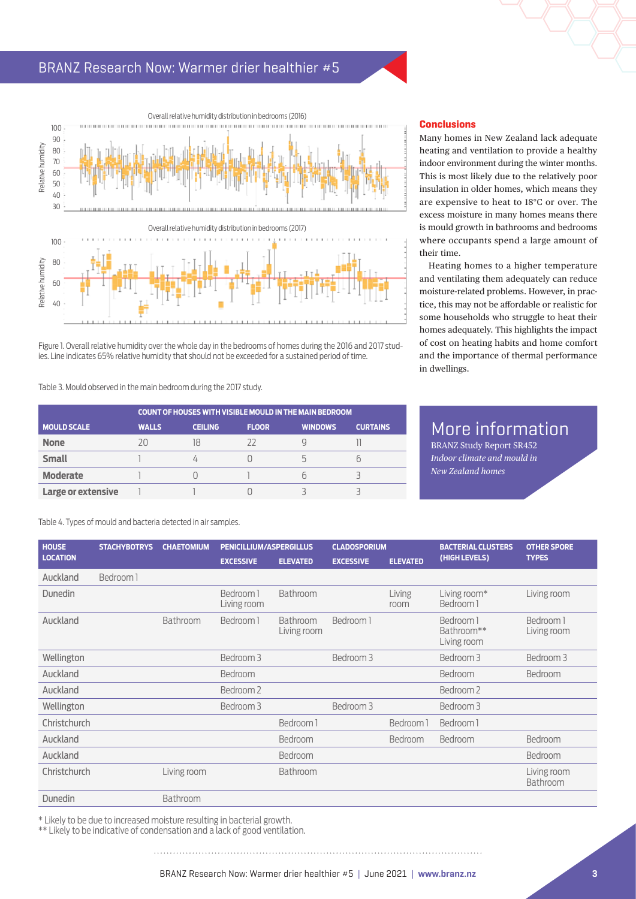Overall relative humidity distribution in bedrooms (2016)

Relative humidity

100
90
80
70
60
50
40
30

Overall relative humidity distribution in bedrooms (2017)

Relative humidity

100
80
60
40

Figure 1. Overall relative humidity over the whole day in the bedrooms of homes during the 2016 and 2017 studies. Line indicates 65% relative humidity that should not be exceeded for a sustained period of time.

## Conclusions

Many homes in New Zealand lack adequate heating and ventilation to provide a healthy indoor environment during the winter months. This is most likely due to the relatively poor insulation in older homes, which means they are expensive to heat to 18°C or over. The excess moisture in many homes means there is mould growth in bathrooms and bedrooms where occupants spend a large amount of their time.

Heating homes to a higher temperature and ventilating them adequately can reduce moisture-related problems. However, in practice, this may not be affordable or realistic for some households who struggle to heat their homes adequately. This highlights the impact of cost on heating habits and home comfort and the importance of thermal performance in dwellings.

Table 3. Mould observed in the main bedroom during the 2017 study.

| | COUNT OF HOUSES WITH VISIBLE MOULD IN THE MAIN BEDROOM | | | | |
|---|---|---|---|---|---|
| **MOULD SCALE** | **WALLS** | **CEILING** | **FLOOR** | **WINDOWS** | **CURTAINS** |
| **None** | 20 | 18 | 22 | 9 | 11 |
| **Small** | 1 | 4 | 0 | 5 | 6 |
| **Moderate** | 1 | 0 | 1 | 6 | 3 |
| **Large or extensive** | 1 | 1 | 0 | 3 | 3 |

## More information

BRANZ Study Report SR452
*Indoor climate and mould in New Zealand homes*

Table 4. Types of mould and bacteria detected in air samples.

| HOUSE LOCATION | STACHYBOTRYS | CHAETOMIUM | PENICILLIUM/ASPERGILLUS | | CLADOSPORIUM | | BACTERIAL CLUSTERS (HIGH LEVELS) | OTHER SPORE TYPES |
|---|---|---|---|---|---|---|---|---|
| | | | EXCESSIVE | ELEVATED | EXCESSIVE | ELEVATED | | |
| Auckland | Bedroom 1 | | | | | | | |
| Dunedin | | | Bedroom 1 Living room | Bathroom | | Living room | Living room* Bedroom 1 | Living room |
| Auckland | | Bathroom | Bedroom 1 | Bathroom Living room | Bedroom 1 | | Bedroom 1 Bathroom** Living room | Bedroom 1 Living room |
| Wellington | | | Bedroom 3 | | Bedroom 3 | | Bedroom 3 | Bedroom 3 |
| Auckland | | | Bedroom | | | | Bedroom | Bedroom |
| Auckland | | | Bedroom 2 | | | | Bedroom 2 | |
| Wellington | | | Bedroom 3 | | Bedroom 3 | | Bedroom 3 | |
| Christchurch | | | | Bedroom 1 | | Bedroom 1 | Bedroom 1 | |
| Auckland | | | | Bedroom | | Bedroom | Bedroom | Bedroom |
| Auckland | | | | Bedroom | | | | Bedroom |
| Christchurch | | Living room | | Bathroom | | | | Living room Bathroom |
| Dunedin | | Bathroom | | | | | | |

* Likely to be due to increased moisture resulting in bacterial growth.
** Likely to be indicative of condensation and a lack of good ventilation.